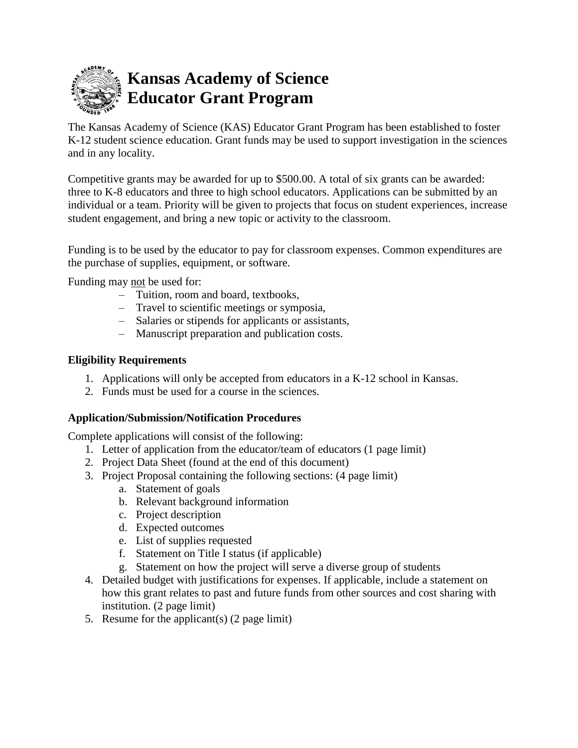# Kansas Academy of Science Educator Grant Program

The Kansas Academy of Science (KAS) Educator Grant Program has been established to foster K-12 student science education. Grant funds may be used to support investigation in the sciences and in any locality.

Competitive grants may be awarded for up to $500.00. A total of six grants can be awarded: three to K-8 educators and three to high school educators. Applications can be submitted by an individual or a team. Priority will be given to projects that focus on student experiences, increase student engagement, and bring a new topic or activity to the classroom.

Funding is to be used by the educator to pay for classroom expenses. Common expenditures are the purchase of supplies, equipment, or software.

Funding may <u>not</u> be used for:

- Tuition, room and board, textbooks,
- Travel to scientific meetings or symposia,
- Salaries or stipends for applicants or assistants,
- Manuscript preparation and publication costs.

**Eligibility Requirements**

1. Applications will only be accepted from educators in a K-12 school in Kansas.
2. Funds must be used for a course in the sciences.

**Application/Submission/Notification Procedures**

Complete applications will consist of the following:

1. Letter of application from the educator/team of educators (1 page limit)
2. Project Data Sheet (found at the end of this document)
3. Project Proposal containing the following sections: (4 page limit)
   a. Statement of goals
   b. Relevant background information
   c. Project description
   d. Expected outcomes
   e. List of supplies requested
   f. Statement on Title I status (if applicable)
   g. Statement on how the project will serve a diverse group of students
4. Detailed budget with justifications for expenses. If applicable, include a statement on how this grant relates to past and future funds from other sources and cost sharing with institution. (2 page limit)
5. Resume for the applicant(s) (2 page limit)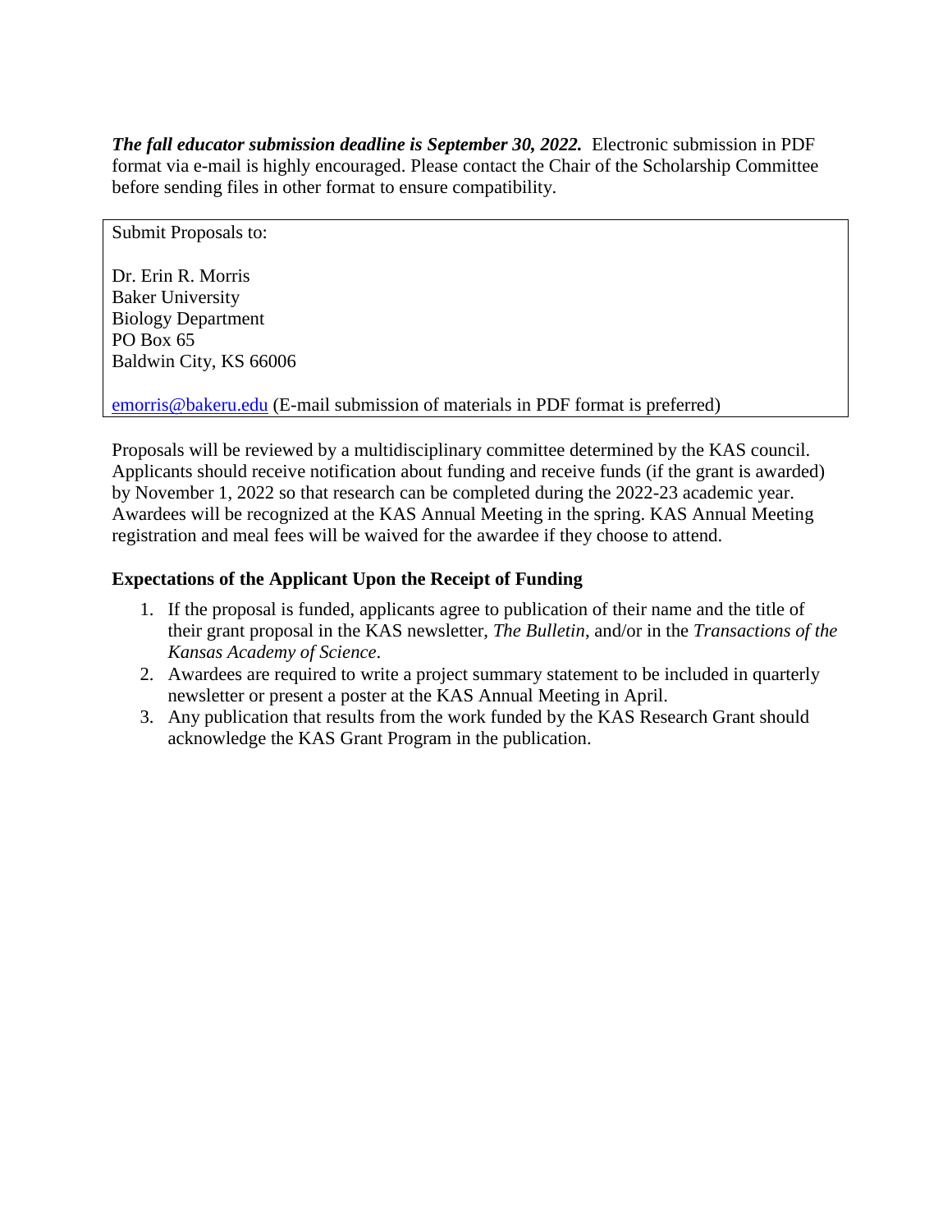***The fall educator submission deadline is September 30, 2022.*** Electronic submission in PDF format via e-mail is highly encouraged. Please contact the Chair of the Scholarship Committee before sending files in other format to ensure compatibility.

> Submit Proposals to:
>
> Dr. Erin R. Morris
> Baker University
> Biology Department
> PO Box 65
> Baldwin City, KS 66006
>
> emorris@bakeru.edu (E-mail submission of materials in PDF format is preferred)

Proposals will be reviewed by a multidisciplinary committee determined by the KAS council. Applicants should receive notification about funding and receive funds (if the grant is awarded) by November 1, 2022 so that research can be completed during the 2022-23 academic year. Awardees will be recognized at the KAS Annual Meeting in the spring. KAS Annual Meeting registration and meal fees will be waived for the awardee if they choose to attend.

**Expectations of the Applicant Upon the Receipt of Funding**

1. If the proposal is funded, applicants agree to publication of their name and the title of their grant proposal in the KAS newsletter, *The Bulletin*, and/or in the *Transactions of the Kansas Academy of Science*.
2. Awardees are required to write a project summary statement to be included in quarterly newsletter or present a poster at the KAS Annual Meeting in April.
3. Any publication that results from the work funded by the KAS Research Grant should acknowledge the KAS Grant Program in the publication.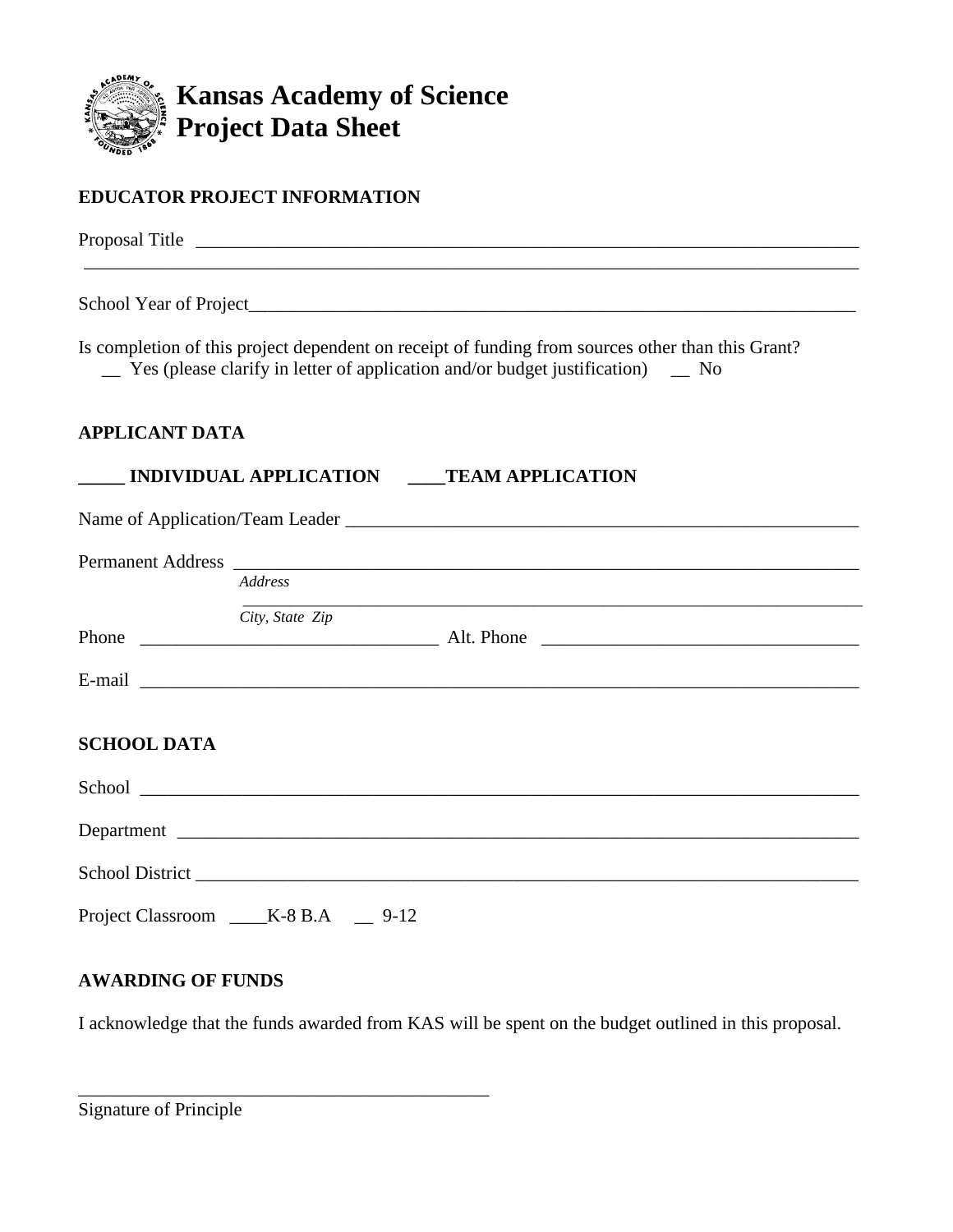# Kansas Academy of Science Project Data Sheet

## EDUCATOR PROJECT INFORMATION

Proposal Title ______________________________________________________________________

______________________________________________________________________________

School Year of Project_________________________________________________________________

Is completion of this project dependent on receipt of funding from sources other than this Grant?

__ Yes (please clarify in letter of application and/or budget justification) __ No

## APPLICANT DATA

**_____ INDIVIDUAL APPLICATION ____TEAM APPLICATION**

Name of Application/Team Leader ______________________________________________________

Permanent Address ____________________________________________________________

*Address*

______________________________________________________________________________

*City, State Zip*

Phone ______________________________ Alt. Phone ________________________________

E-mail ________________________________________________________________________

## SCHOOL DATA

School ________________________________________________________________________

Department ____________________________________________________________________

School District _________________________________________________________________

Project Classroom ____K-8 B.A __ 9-12

## AWARDING OF FUNDS

I acknowledge that the funds awarded from KAS will be spent on the budget outlined in this proposal.

_____________________________________________

Signature of Principle